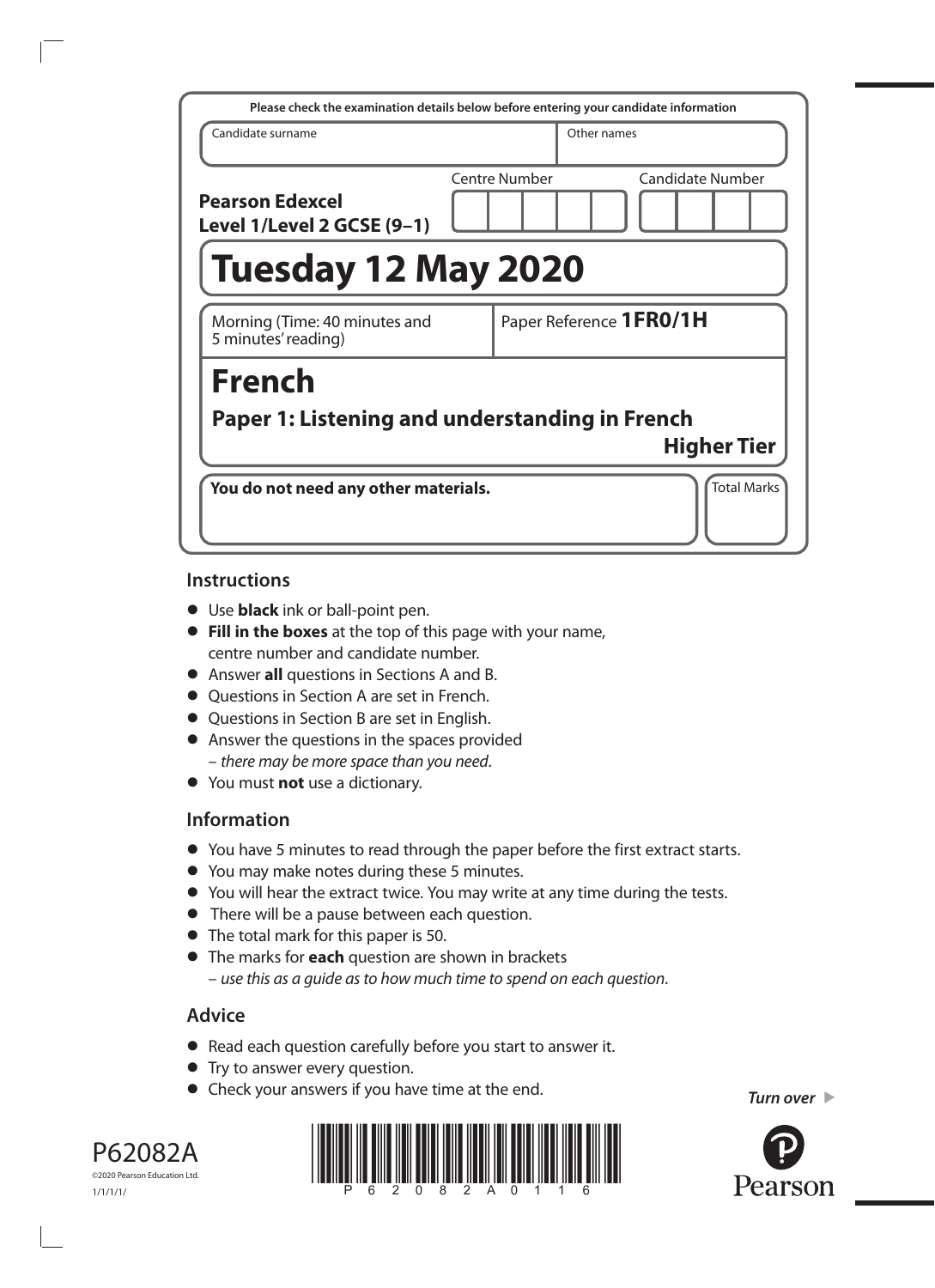Please check the examination details below before entering your candidate information

| Candidate surname | Other names |
| --- | --- |
| | |

**Pearson Edexcel Level 1/Level 2 GCSE (9–1)**

Centre Number | Candidate Number

# Tuesday 12 May 2020

Morning (Time: 40 minutes and 5 minutes' reading)

Paper Reference **1FR0/1H**

# French

## Paper 1: Listening and understanding in French

**Higher Tier**

**You do not need any other materials.**

Total Marks

## Instructions

- Use **black** ink or ball-point pen.
- **Fill in the boxes** at the top of this page with your name, centre number and candidate number.
- Answer **all** questions in Sections A and B.
- Questions in Section A are set in French.
- Questions in Section B are set in English.
- Answer the questions in the spaces provided – *there may be more space than you need*.
- You must **not** use a dictionary.

## Information

- You have 5 minutes to read through the paper before the first extract starts.
- You may make notes during these 5 minutes.
- You will hear the extract twice. You may write at any time during the tests.
- There will be a pause between each question.
- The total mark for this paper is 50.
- The marks for **each** question are shown in brackets – *use this as a guide as to how much time to spend on each question*.

## Advice

- Read each question carefully before you start to answer it.
- Try to answer every question.
- Check your answers if you have time at the end.

*Turn over*

P62082A

©2020 Pearson Education Ltd.

1/1/1/1/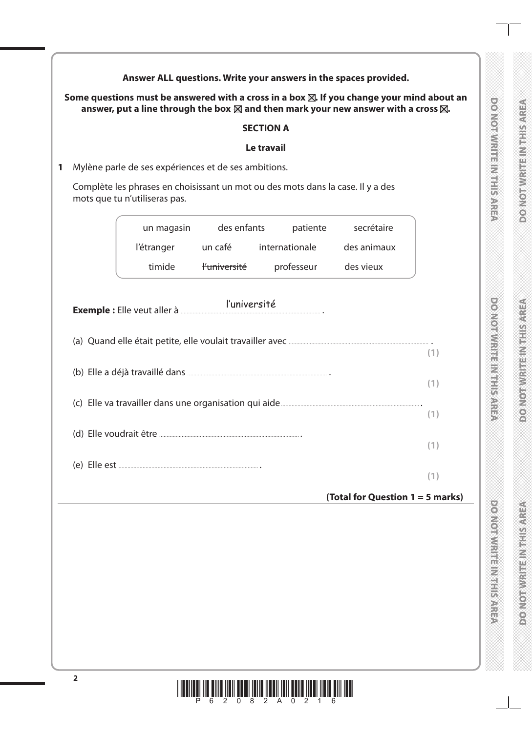**Answer ALL questions. Write your answers in the spaces provided.**

**Some questions must be answered with a cross in a box ☒. If you change your mind about an answer, put a line through the box ☒ and then mark your new answer with a cross ☒.**

## SECTION A

### Le travail

**1** Mylène parle de ses expériences et de ses ambitions.

Complète les phrases en choisissant un mot ou des mots dans la case. Il y a des mots que tu n'utiliseras pas.

| | | | |
|---|---|---|---|
| un magasin | des enfants | patiente | secrétaire |
| l'étranger | un café | internationale | des animaux |
| timide | ~~l'université~~ | professeur | des vieux |

**Exemple :** Elle veut aller à ......l'université...... .

(a) Quand elle était petite, elle voulait travailler avec .................................... . **(1)**

(b) Elle a déjà travaillé dans .................................... . **(1)**

(c) Elle va travailler dans une organisation qui aide .................................... . **(1)**

(d) Elle voudrait être .................................... . **(1)**

(e) Elle est .................................... . **(1)**

**(Total for Question 1 = 5 marks)**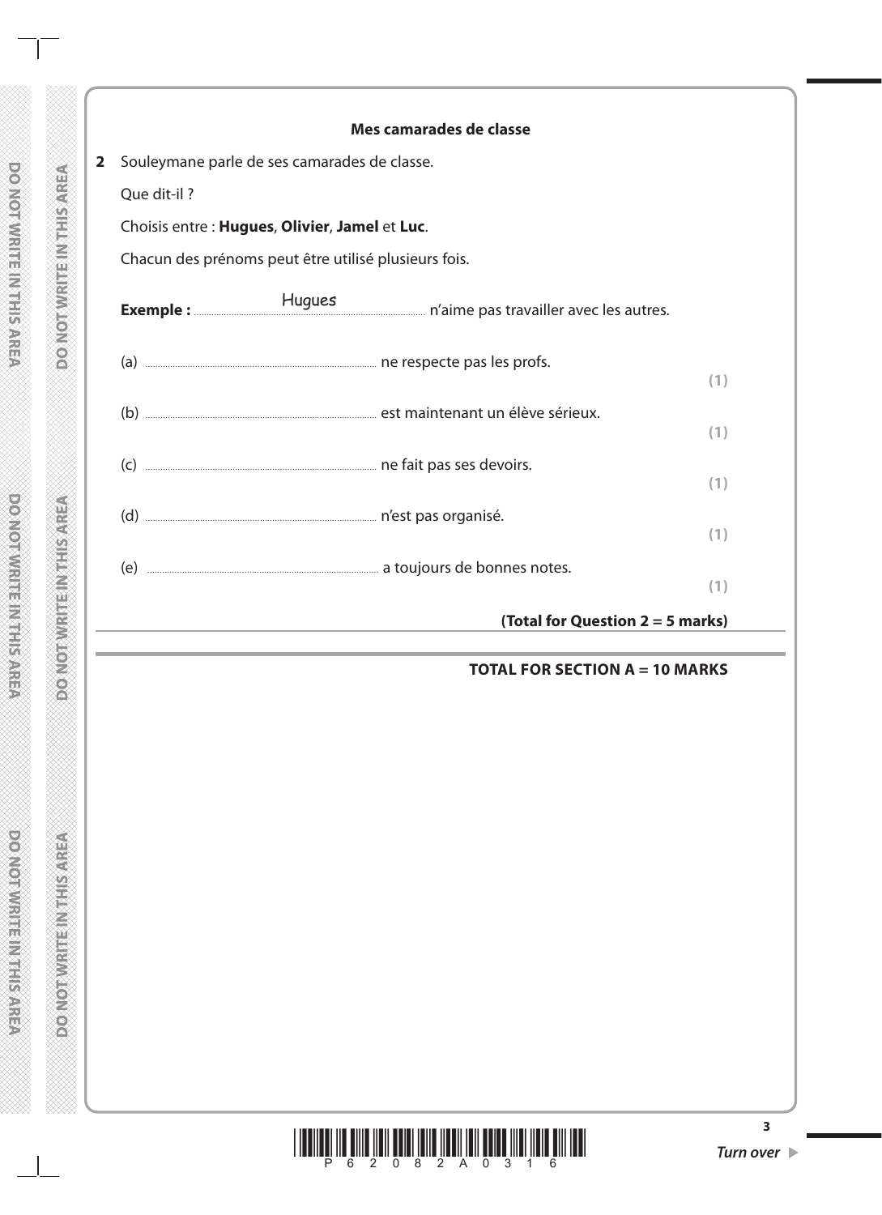## Mes camarades de classe

**2** Souleymane parle de ses camarades de classe.

Que dit-il ?

Choisis entre : **Hugues**, **Olivier**, **Jamel** et **Luc**.

Chacun des prénoms peut être utilisé plusieurs fois.

**Exemple :** ........Hugues........ n'aime pas travailler avec les autres.

(a) .............................................. ne respecte pas les profs. **(1)**

(b) .............................................. est maintenant un élève sérieux. **(1)**

(c) .............................................. ne fait pas ses devoirs. **(1)**

(d) .............................................. n'est pas organisé. **(1)**

(e) .............................................. a toujours de bonnes notes. **(1)**

**(Total for Question 2 = 5 marks)**

**TOTAL FOR SECTION A = 10 MARKS**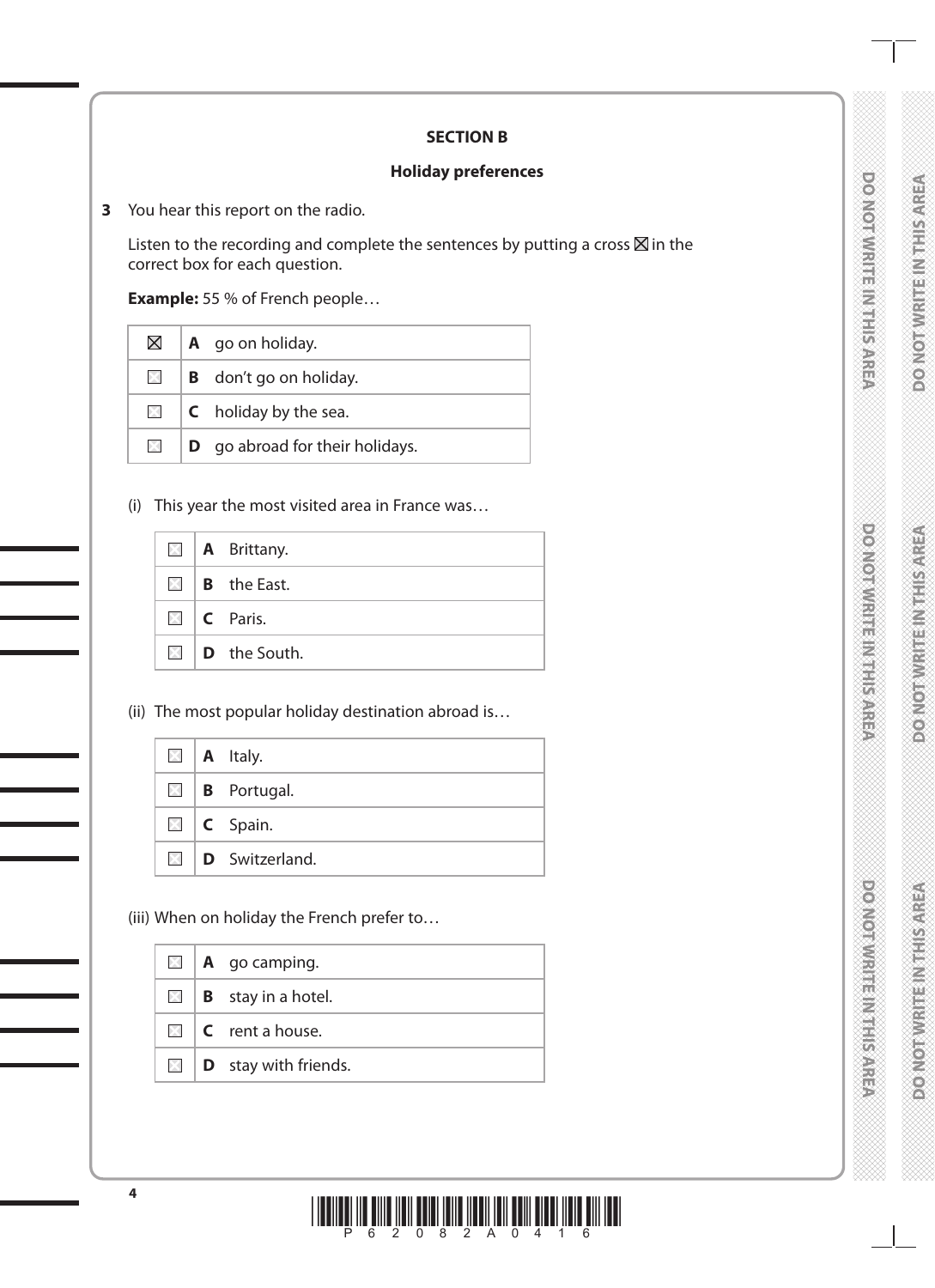## SECTION B

### Holiday preferences

**3** You hear this report on the radio.

Listen to the recording and complete the sentences by putting a cross ☒ in the correct box for each question.

**Example:** 55 % of French people…

| | |
|---|---|
| ☒ | **A** go on holiday. |
| ☐ | **B** don't go on holiday. |
| ☐ | **C** holiday by the sea. |
| ☐ | **D** go abroad for their holidays. |

(i) This year the most visited area in France was…

| | |
|---|---|
| ☐ | **A** Brittany. |
| ☐ | **B** the East. |
| ☐ | **C** Paris. |
| ☐ | **D** the South. |

(ii) The most popular holiday destination abroad is…

| | |
|---|---|
| ☐ | **A** Italy. |
| ☐ | **B** Portugal. |
| ☐ | **C** Spain. |
| ☐ | **D** Switzerland. |

(iii) When on holiday the French prefer to…

| | |
|---|---|
| ☐ | **A** go camping. |
| ☐ | **B** stay in a hotel. |
| ☐ | **C** rent a house. |
| ☐ | **D** stay with friends. |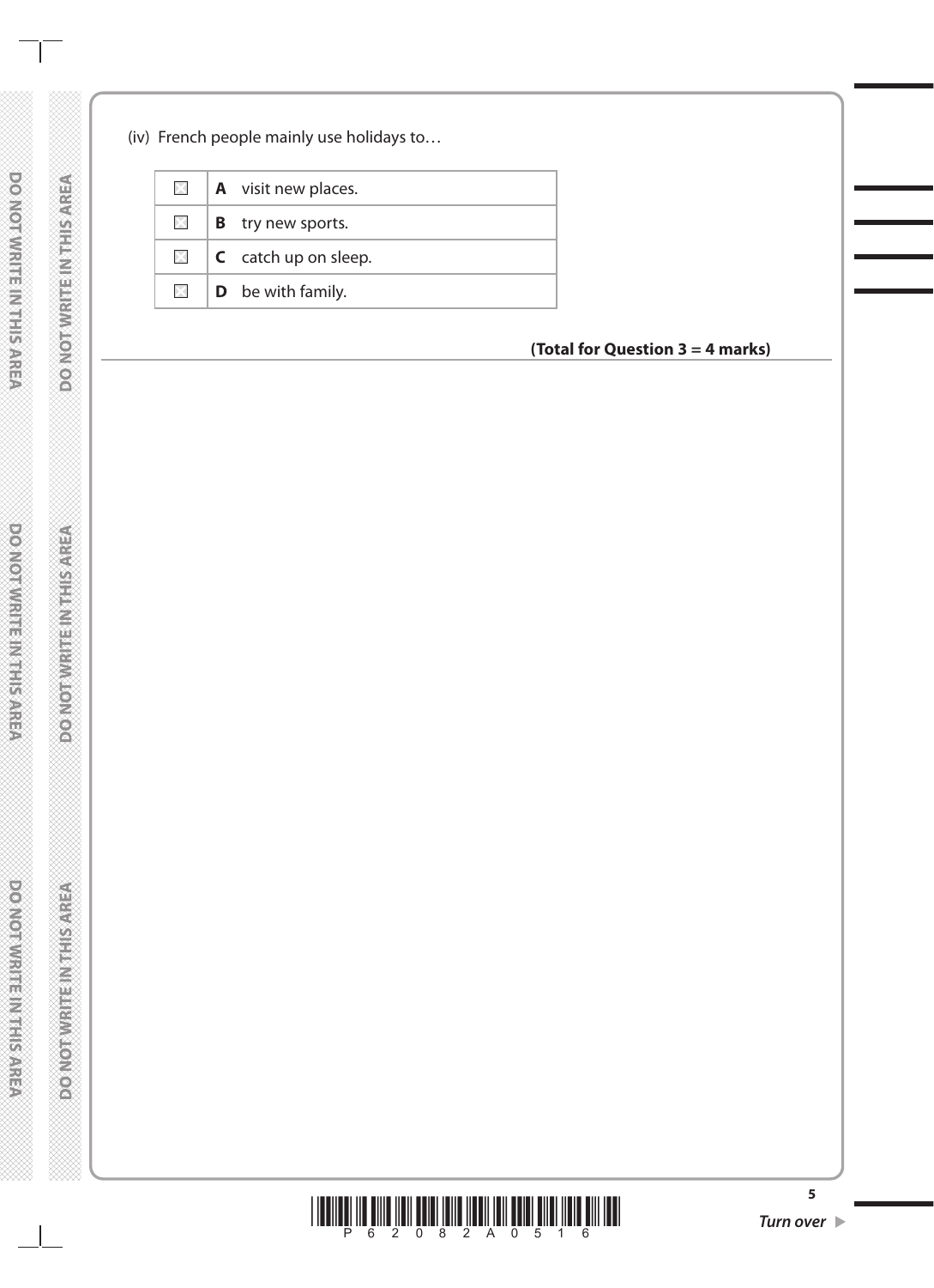(iv) French people mainly use holidays to…

| | |
|---|---|
| ☒ | **A** visit new places. |
| ☒ | **B** try new sports. |
| ☒ | **C** catch up on sleep. |
| ☒ | **D** be with family. |

**(Total for Question 3 = 4 marks)**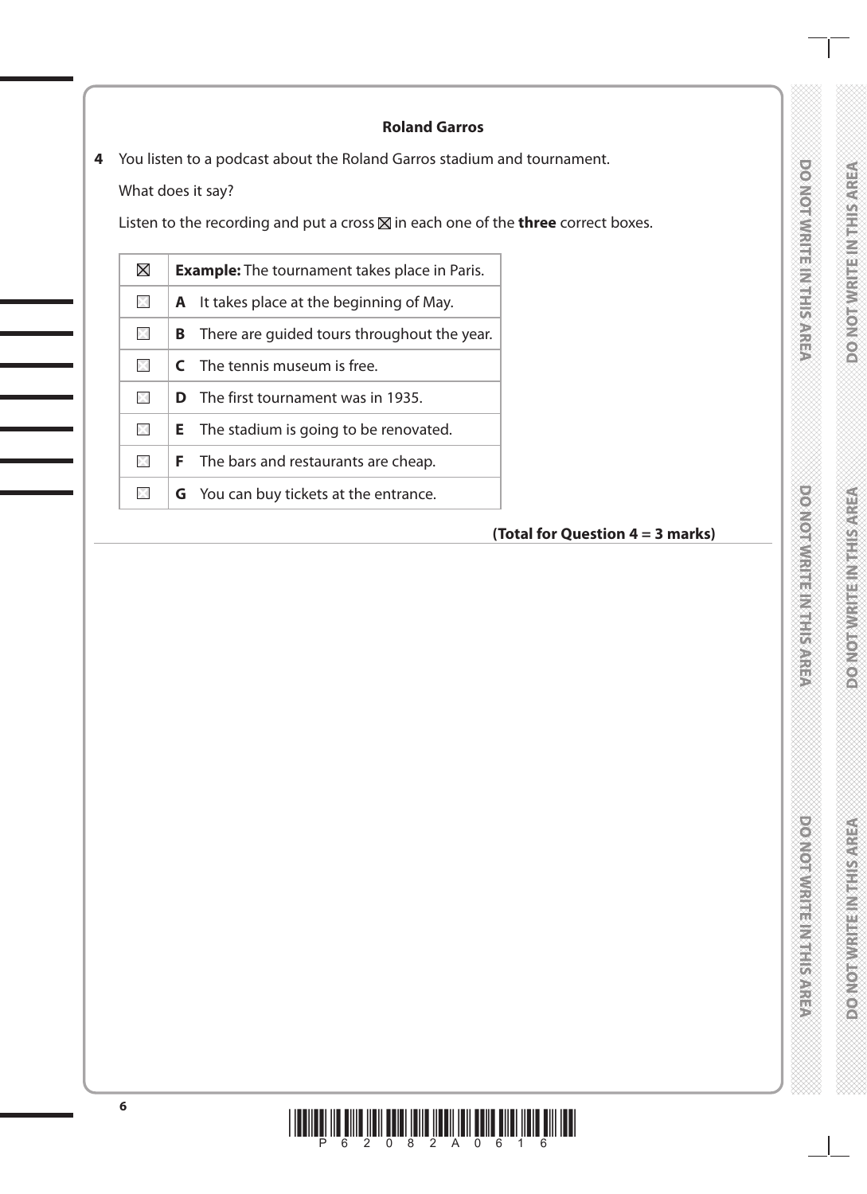**Roland Garros**

**4** You listen to a podcast about the Roland Garros stadium and tournament.

What does it say?

Listen to the recording and put a cross ☒ in each one of the **three** correct boxes.

| | |
|---|---|
| ☒ | **Example:** The tournament takes place in Paris. |
| ☐ | **A** It takes place at the beginning of May. |
| ☐ | **B** There are guided tours throughout the year. |
| ☐ | **C** The tennis museum is free. |
| ☐ | **D** The first tournament was in 1935. |
| ☐ | **E** The stadium is going to be renovated. |
| ☐ | **F** The bars and restaurants are cheap. |
| ☐ | **G** You can buy tickets at the entrance. |

**(Total for Question 4 = 3 marks)**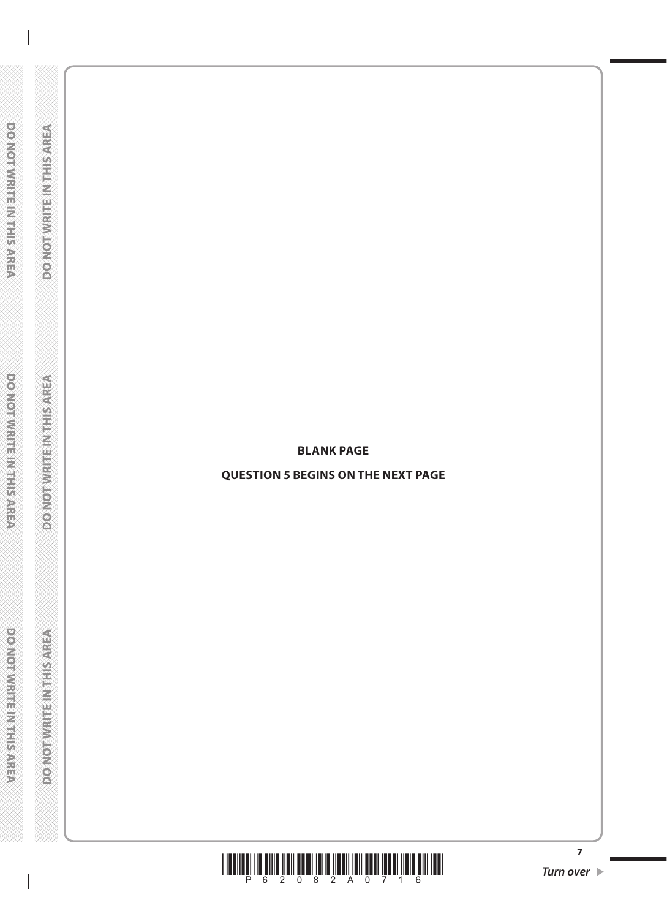**BLANK PAGE**

**QUESTION 5 BEGINS ON THE NEXT PAGE**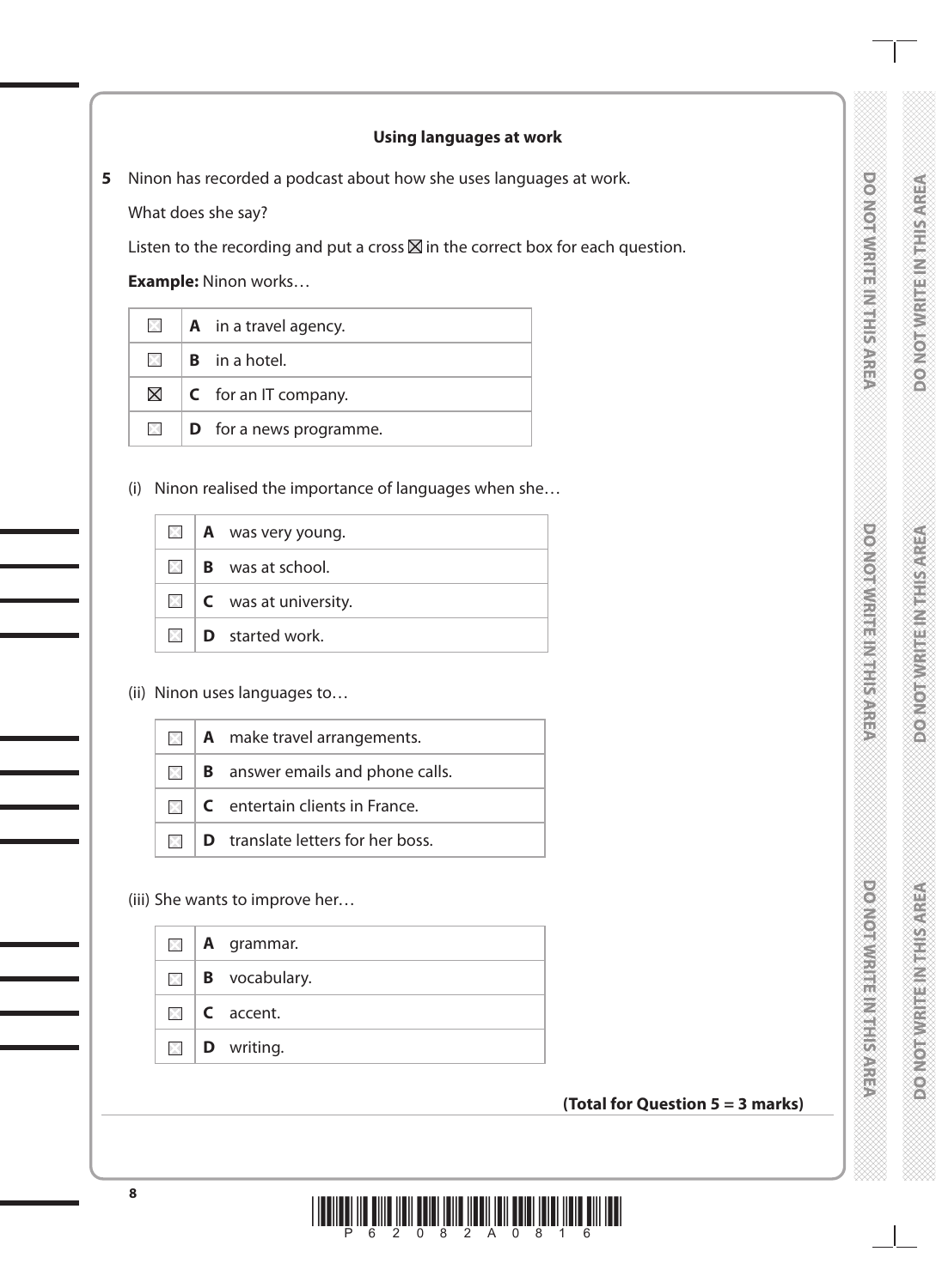## Using languages at work

**5** Ninon has recorded a podcast about how she uses languages at work.

What does she say?

Listen to the recording and put a cross ☒ in the correct box for each question.

**Example:** Ninon works…

| | | |
|---|---|---|
| ☐ | **A** | in a travel agency. |
| ☐ | **B** | in a hotel. |
| ☒ | **C** | for an IT company. |
| ☐ | **D** | for a news programme. |

(i) Ninon realised the importance of languages when she…

| | | |
|---|---|---|
| ☐ | **A** | was very young. |
| ☐ | **B** | was at school. |
| ☐ | **C** | was at university. |
| ☐ | **D** | started work. |

(ii) Ninon uses languages to…

| | | |
|---|---|---|
| ☐ | **A** | make travel arrangements. |
| ☐ | **B** | answer emails and phone calls. |
| ☐ | **C** | entertain clients in France. |
| ☐ | **D** | translate letters for her boss. |

(iii) She wants to improve her…

| | | |
|---|---|---|
| ☐ | **A** | grammar. |
| ☐ | **B** | vocabulary. |
| ☐ | **C** | accent. |
| ☐ | **D** | writing. |

**(Total for Question 5 = 3 marks)**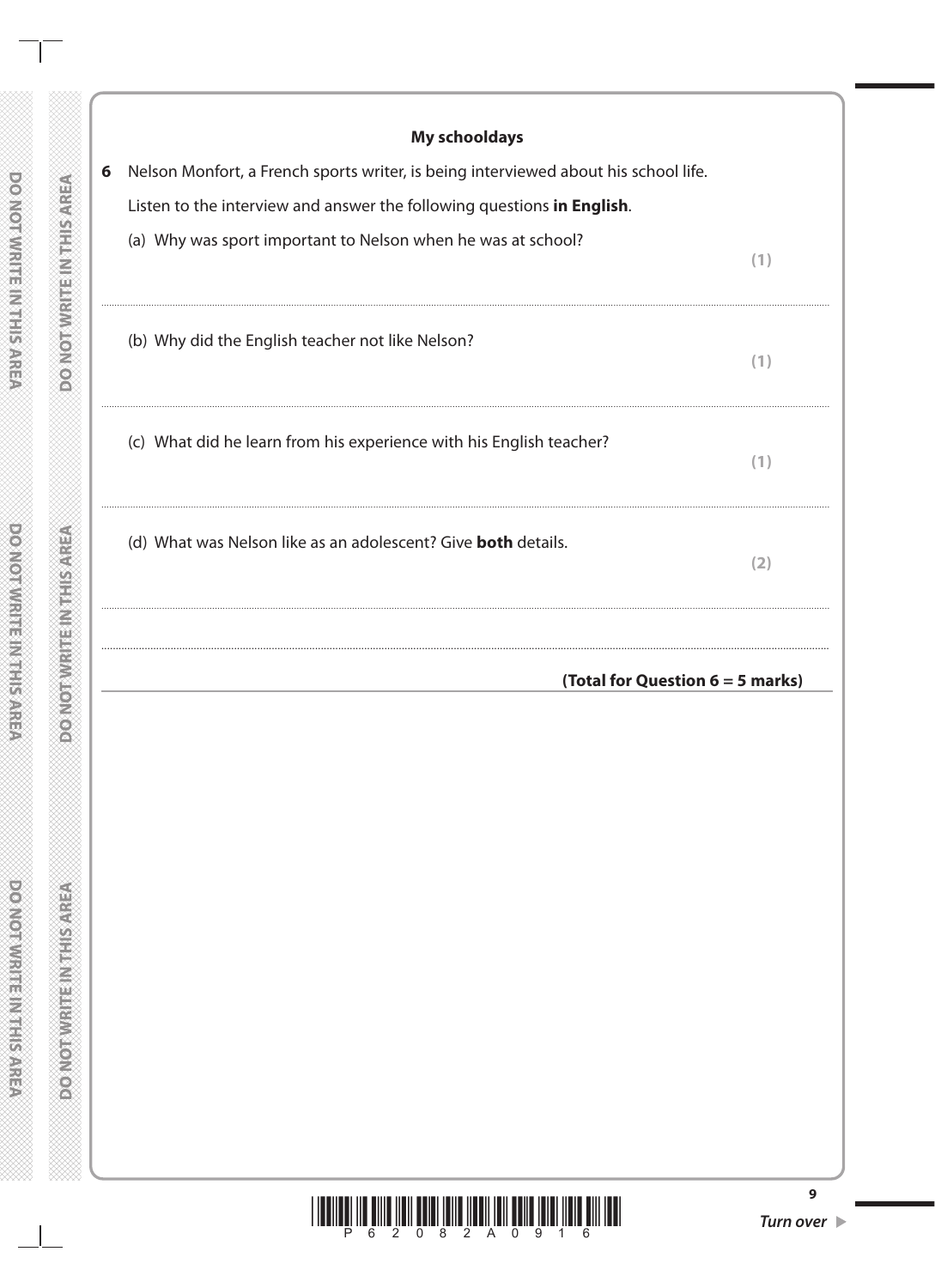**My schooldays**

**6** Nelson Monfort, a French sports writer, is being interviewed about his school life.

Listen to the interview and answer the following questions **in English**.

(a) Why was sport important to Nelson when he was at school? **(1)**

........................................................................................................................................................................................................

(b) Why did the English teacher not like Nelson? **(1)**

........................................................................................................................................................................................................

(c) What did he learn from his experience with his English teacher? **(1)**

........................................................................................................................................................................................................

(d) What was Nelson like as an adolescent? Give **both** details. **(2)**

........................................................................................................................................................................................................

........................................................................................................................................................................................................

**(Total for Question 6 = 5 marks)**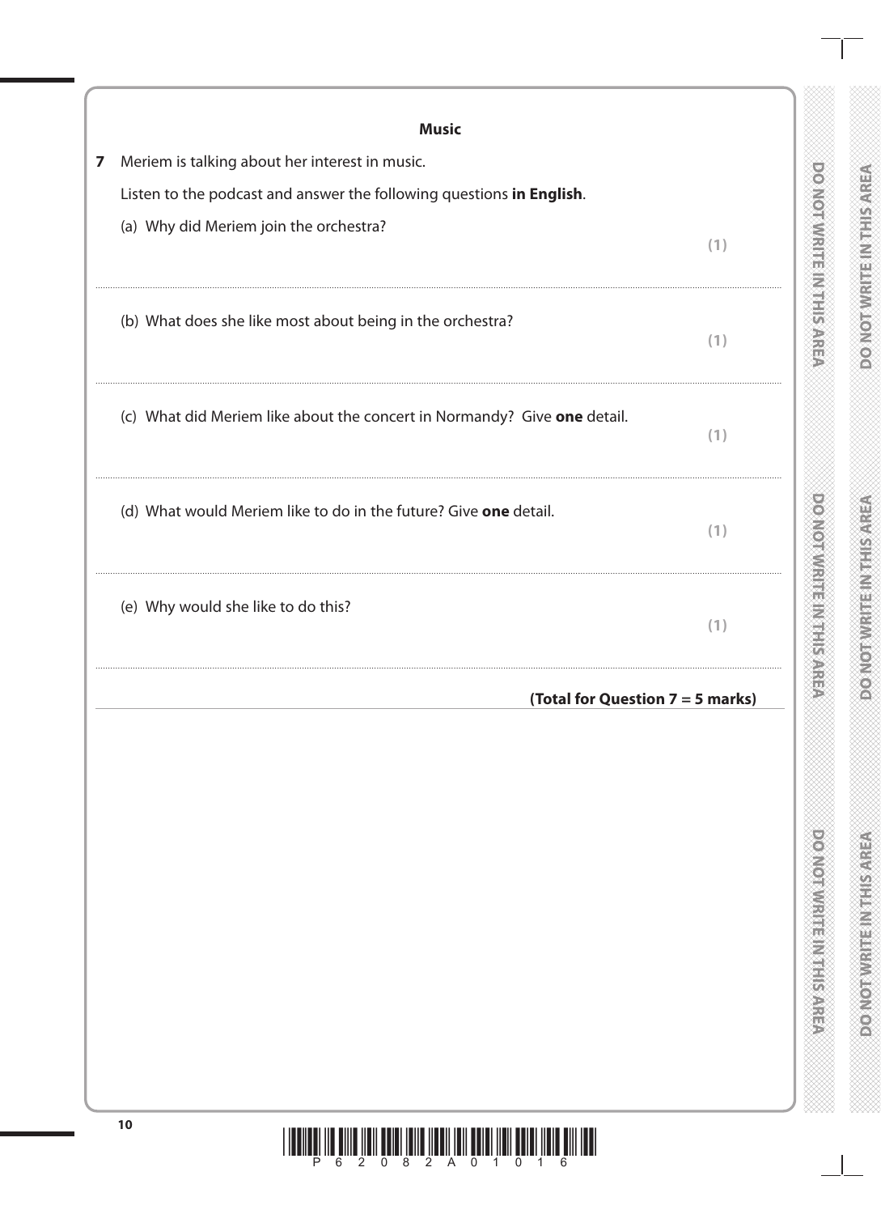## Music

**7** Meriem is talking about her interest in music.

Listen to the podcast and answer the following questions **in English**.

(a) Why did Meriem join the orchestra? **(1)**

..............................................................................................................................................

(b) What does she like most about being in the orchestra? **(1)**

..............................................................................................................................................

(c) What did Meriem like about the concert in Normandy? Give **one** detail. **(1)**

..............................................................................................................................................

(d) What would Meriem like to do in the future? Give **one** detail. **(1)**

..............................................................................................................................................

(e) Why would she like to do this? **(1)**

..............................................................................................................................................

**(Total for Question 7 = 5 marks)**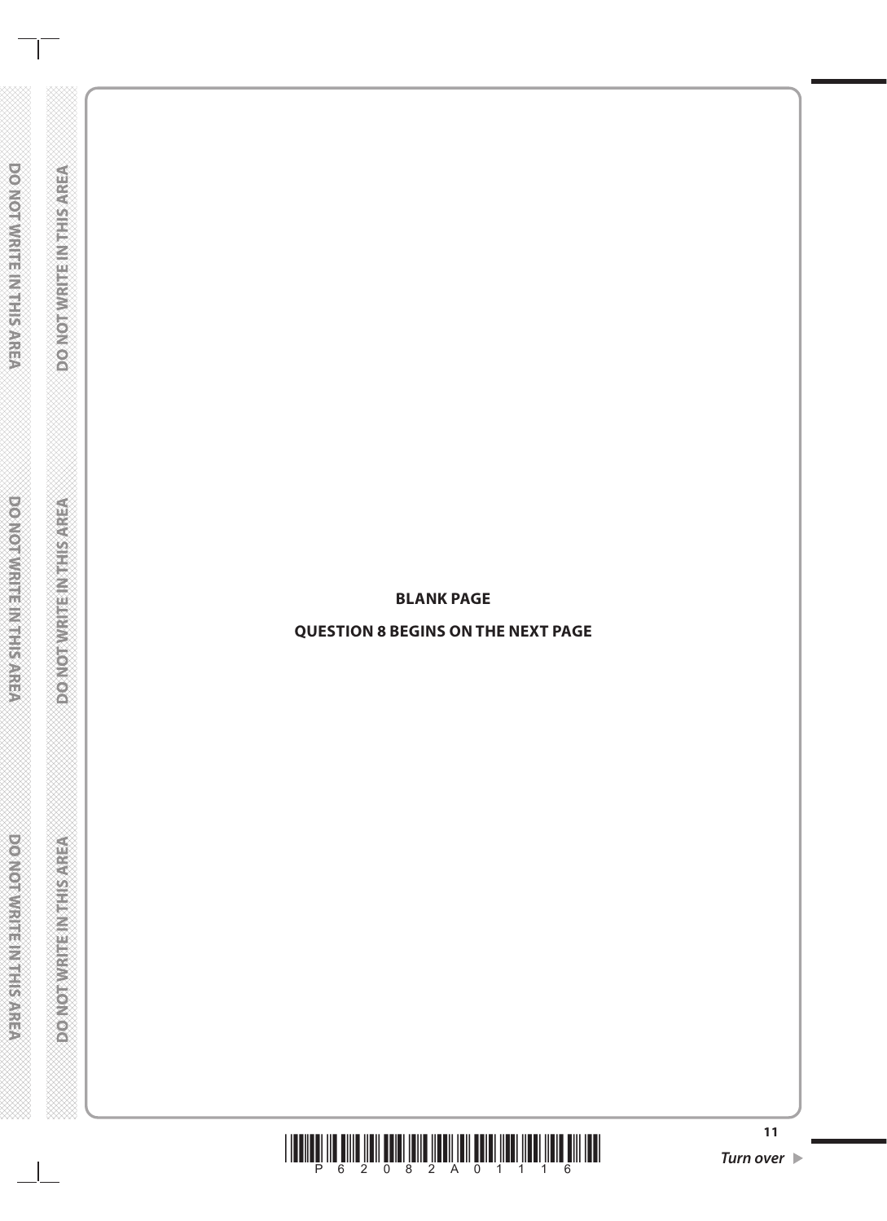**BLANK PAGE**

**QUESTION 8 BEGINS ON THE NEXT PAGE**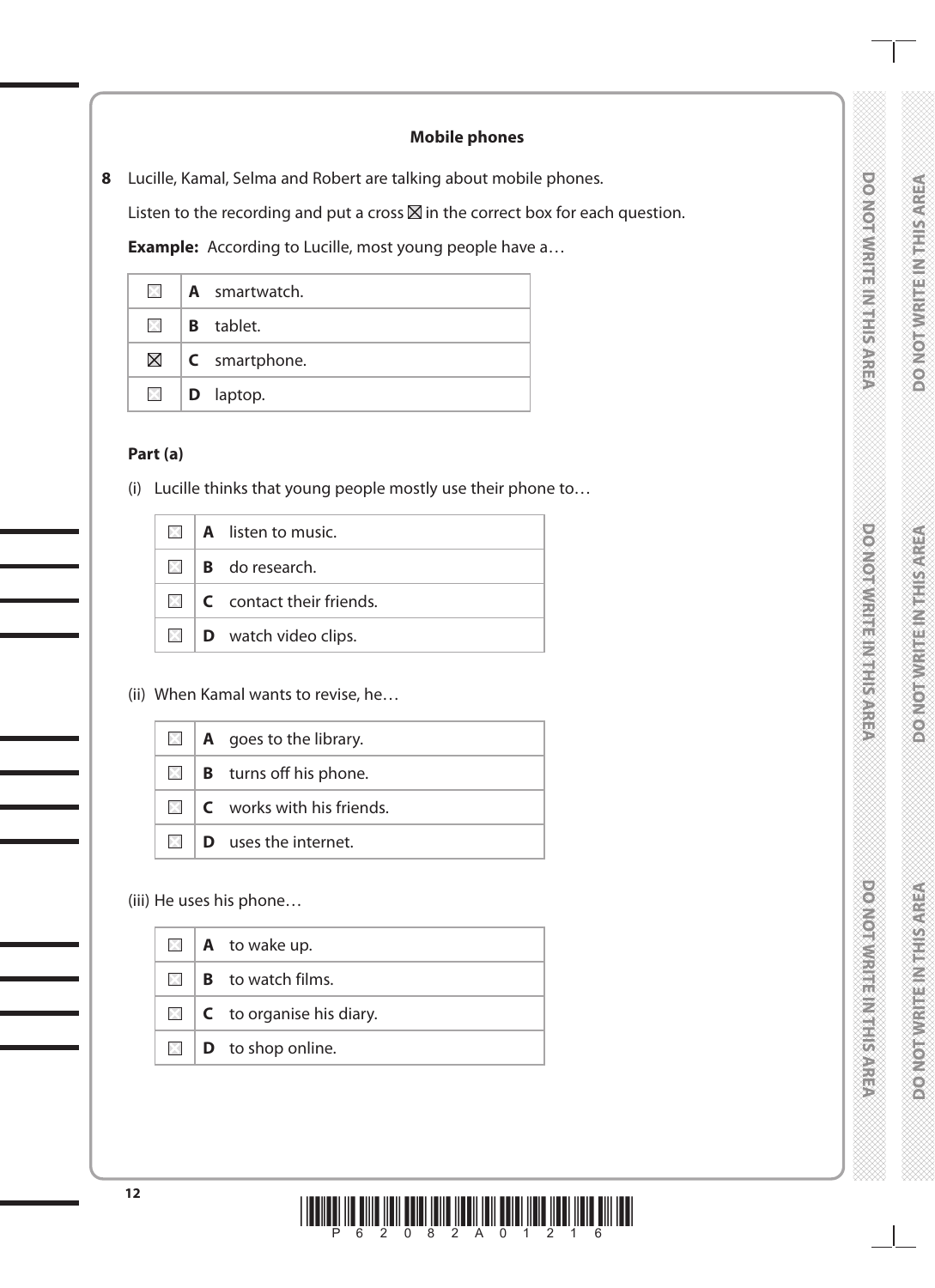## Mobile phones

**8** Lucille, Kamal, Selma and Robert are talking about mobile phones.

Listen to the recording and put a cross ☒ in the correct box for each question.

**Example:** According to Lucille, most young people have a…

| | | |
|---|---|---|
| ☐ | **A** | smartwatch. |
| ☐ | **B** | tablet. |
| ☒ | **C** | smartphone. |
| ☐ | **D** | laptop. |

**Part (a)**

(i) Lucille thinks that young people mostly use their phone to…

| | | |
|---|---|---|
| ☐ | **A** | listen to music. |
| ☐ | **B** | do research. |
| ☐ | **C** | contact their friends. |
| ☐ | **D** | watch video clips. |

(ii) When Kamal wants to revise, he…

| | | |
|---|---|---|
| ☐ | **A** | goes to the library. |
| ☐ | **B** | turns off his phone. |
| ☐ | **C** | works with his friends. |
| ☐ | **D** | uses the internet. |

(iii) He uses his phone…

| | | |
|---|---|---|
| ☐ | **A** | to wake up. |
| ☐ | **B** | to watch films. |
| ☐ | **C** | to organise his diary. |
| ☐ | **D** | to shop online. |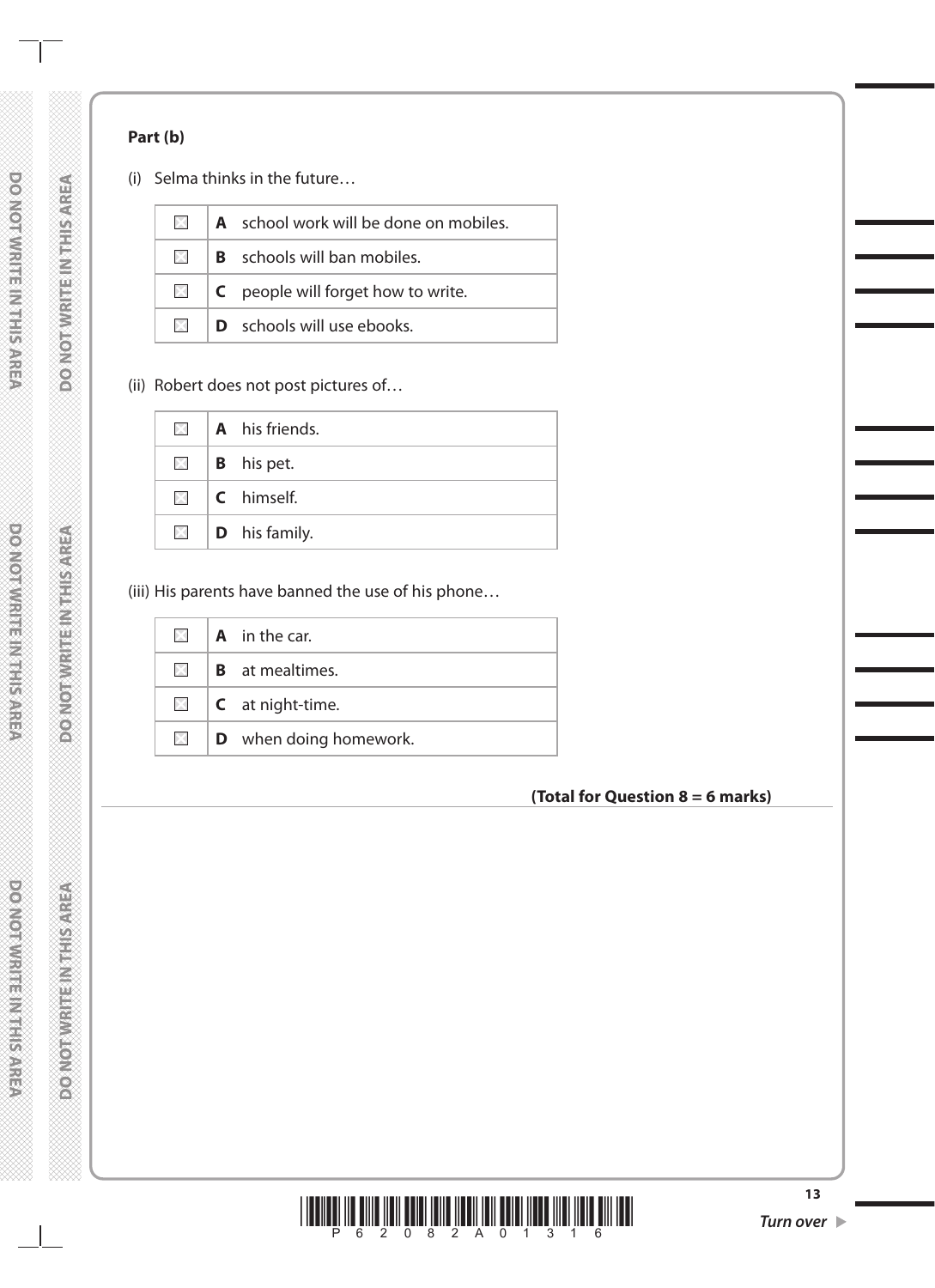**Part (b)**

(i) Selma thinks in the future…

| | |
|---|---|
| ☐ | **A** school work will be done on mobiles. |
| ☐ | **B** schools will ban mobiles. |
| ☐ | **C** people will forget how to write. |
| ☐ | **D** schools will use ebooks. |

(ii) Robert does not post pictures of…

| | |
|---|---|
| ☐ | **A** his friends. |
| ☐ | **B** his pet. |
| ☐ | **C** himself. |
| ☐ | **D** his family. |

(iii) His parents have banned the use of his phone…

| | |
|---|---|
| ☐ | **A** in the car. |
| ☐ | **B** at mealtimes. |
| ☐ | **C** at night-time. |
| ☐ | **D** when doing homework. |

**(Total for Question 8 = 6 marks)**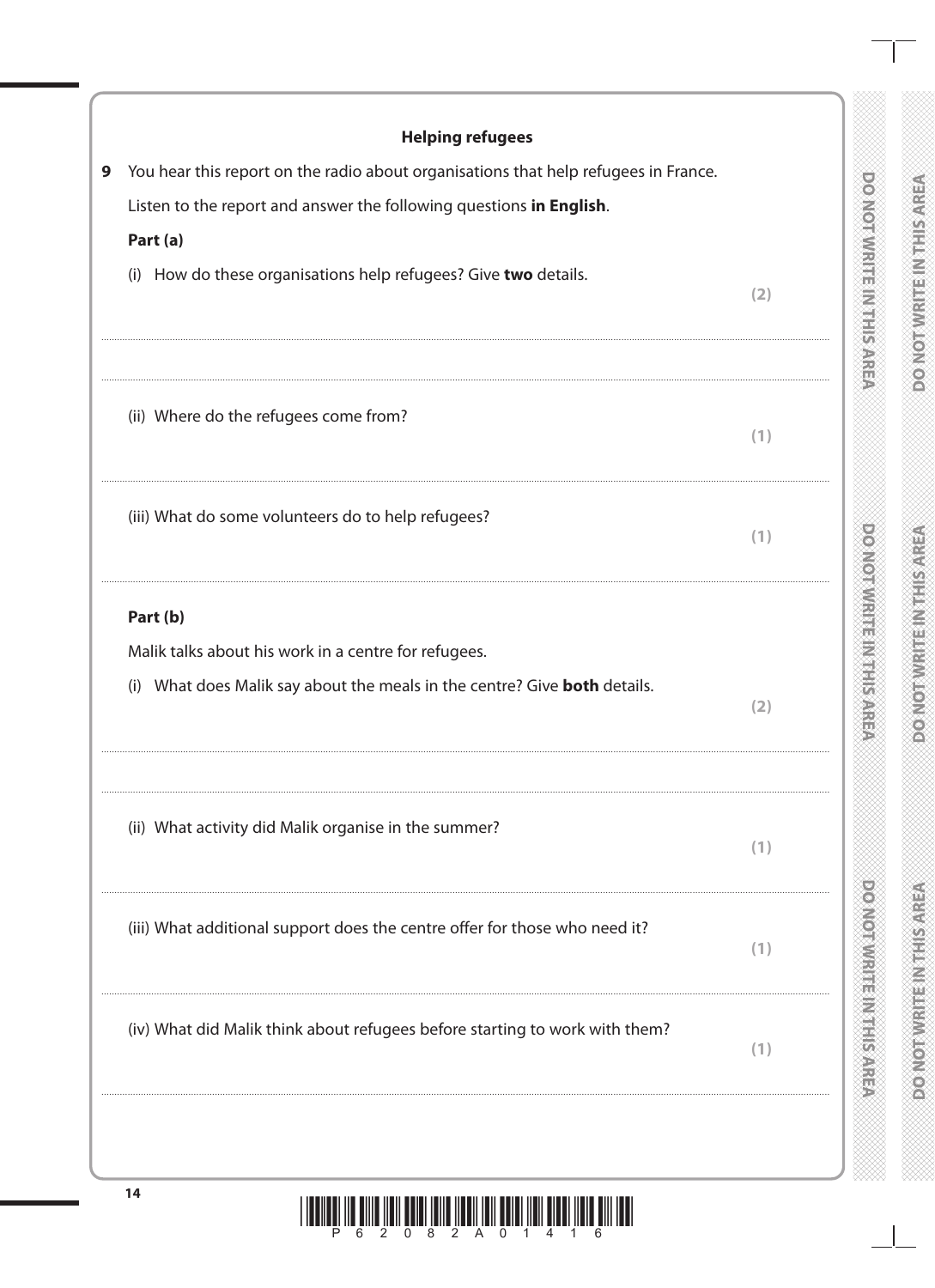## Helping refugees

**9** You hear this report on the radio about organisations that help refugees in France.

Listen to the report and answer the following questions **in English**.

**Part (a)**

(i) How do these organisations help refugees? Give **two** details. **(2)**

..............................................................................................................................................

..............................................................................................................................................

(ii) Where do the refugees come from? **(1)**

..............................................................................................................................................

(iii) What do some volunteers do to help refugees? **(1)**

..............................................................................................................................................

**Part (b)**

Malik talks about his work in a centre for refugees.

(i) What does Malik say about the meals in the centre? Give **both** details. **(2)**

..............................................................................................................................................

..............................................................................................................................................

(ii) What activity did Malik organise in the summer? **(1)**

..............................................................................................................................................

(iii) What additional support does the centre offer for those who need it? **(1)**

..............................................................................................................................................

(iv) What did Malik think about refugees before starting to work with them? **(1)**

..............................................................................................................................................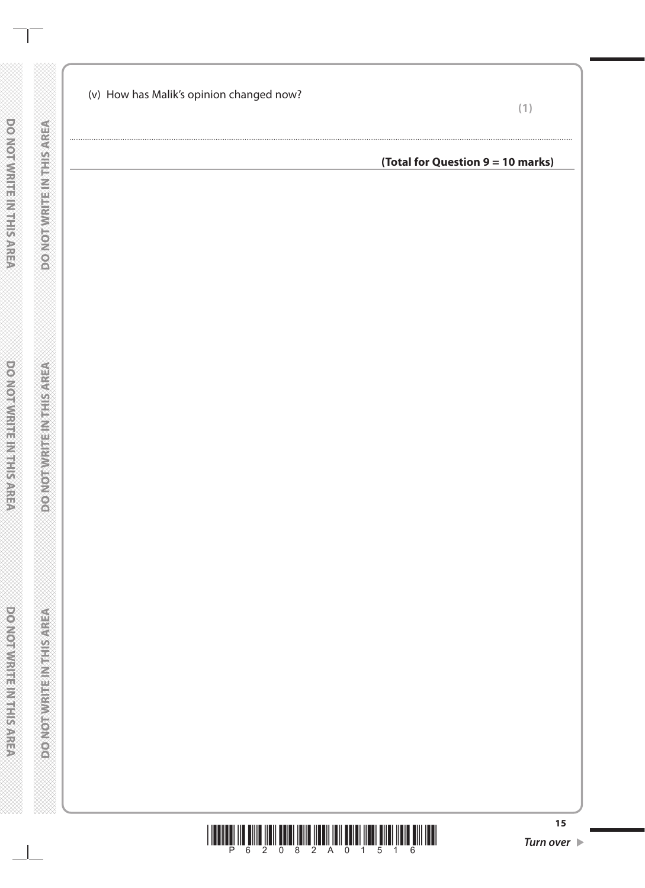(v) How has Malik's opinion changed now?

**(1)**

.......................................................................................................................................................................................................................

**(Total for Question 9 = 10 marks)**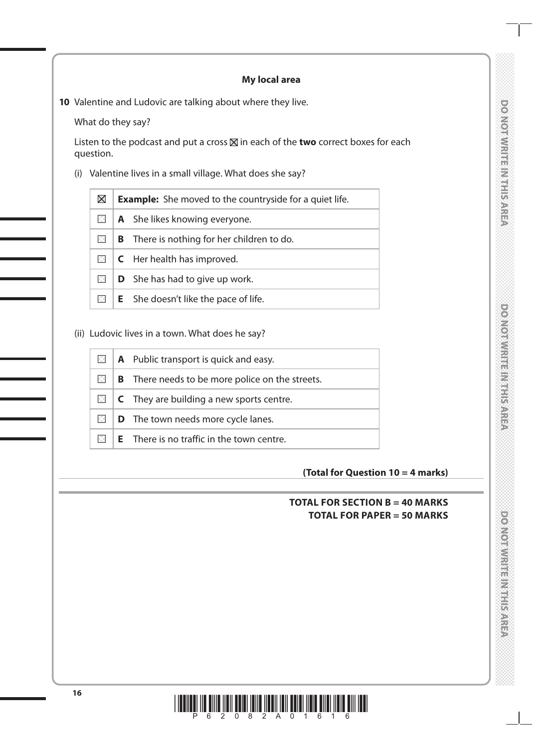**My local area**

**10** Valentine and Ludovic are talking about where they live.

What do they say?

Listen to the podcast and put a cross ☒ in each of the **two** correct boxes for each question.

(i) Valentine lives in a small village. What does she say?

| | |
|---|---|
| ☒ | **Example:** She moved to the countryside for a quiet life. |
| ☐ | **A** She likes knowing everyone. |
| ☐ | **B** There is nothing for her children to do. |
| ☐ | **C** Her health has improved. |
| ☐ | **D** She has had to give up work. |
| ☐ | **E** She doesn't like the pace of life. |

(ii) Ludovic lives in a town. What does he say?

| | |
|---|---|
| ☐ | **A** Public transport is quick and easy. |
| ☐ | **B** There needs to be more police on the streets. |
| ☐ | **C** They are building a new sports centre. |
| ☐ | **D** The town needs more cycle lanes. |
| ☐ | **E** There is no traffic in the town centre. |

**(Total for Question 10 = 4 marks)**

**TOTAL FOR SECTION B = 40 MARKS**
**TOTAL FOR PAPER = 50 MARKS**